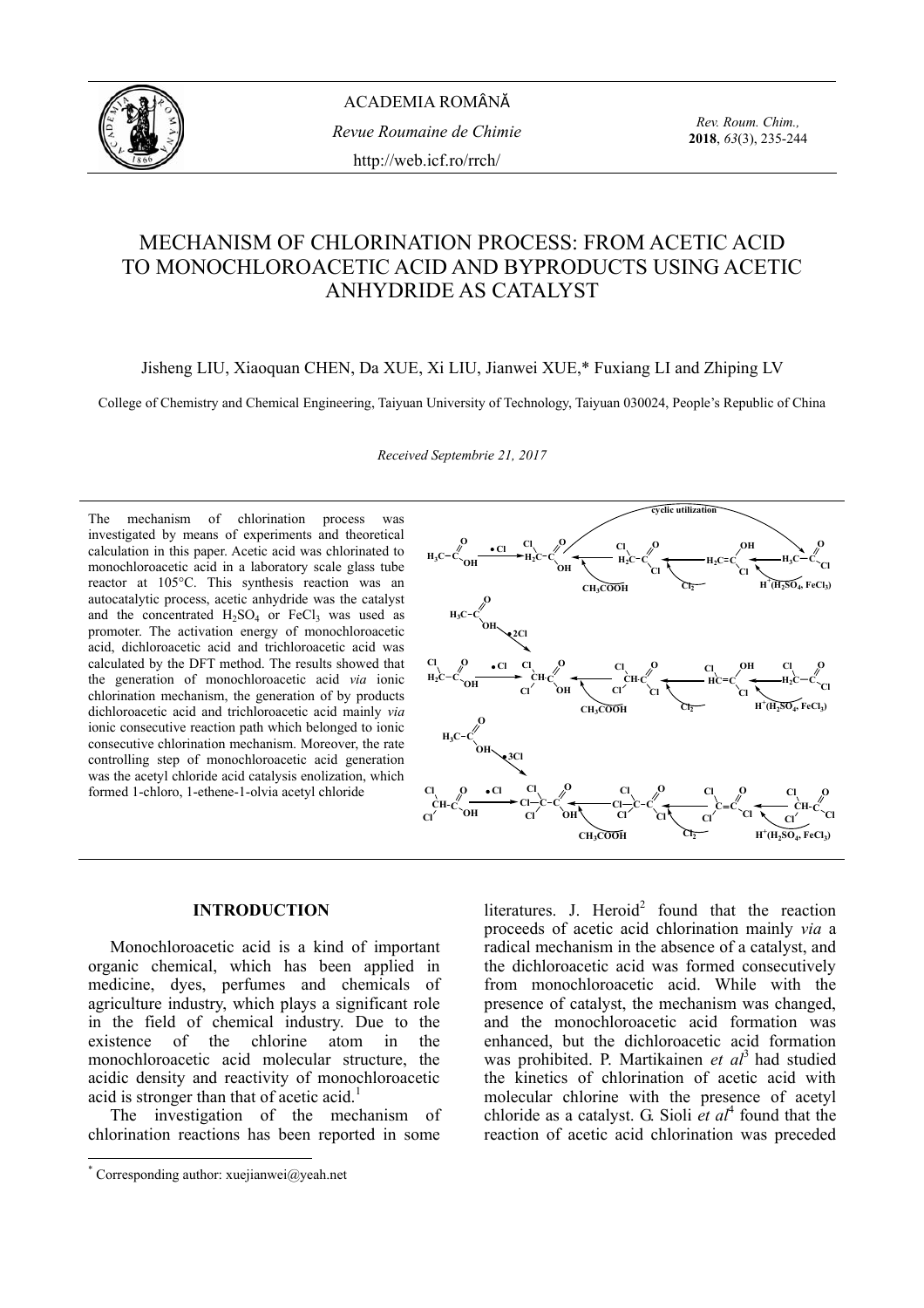# MECHANISM OF CHLORINATION PROCESS: FROM ACETIC ACID TO MONOCHLOROACETIC ACID AND BYPRODUCTS USING ACETIC ANHYDRIDE AS CATALYST

Jisheng LIU, Xiaoquan CHEN, Da XUE, Xi LIU, Jianwei XUE,* Fuxiang LI and Zhiping LV

College of Chemistry and Chemical Engineering, Taiyuan University of Technology, Taiyuan 030024, People's Republic of China

*Received Septembrie 21, 2017*

The mechanism of chlorination process was investigated by means of experiments and theoretical calculation in this paper. Acetic acid was chlorinated to monochloroacetic acid in a laboratory scale glass tube reactor at 105°C. This synthesis reaction was an autocatalytic process, acetic anhydride was the catalyst and the concentrated $H_2SO_4$ or $FeCl_3$ was used as promoter. The activation energy of monochloroacetic acid, dichloroacetic acid and trichloroacetic acid was calculated by the DFT method. The results showed that the generation of monochloroacetic acid *via* ionic chlorination mechanism, the generation of by products dichloroacetic acid and trichloroacetic acid mainly *via* ionic consecutive reaction path which belonged to ionic consecutive chlorination mechanism. Moreover, the rate controlling step of monochloroacetic acid generation was the acetyl chloride acid catalysis enolization, which formed 1-chloro, 1-ethene-1-olvia acetyl chloride

## INTRODUCTION

Monochloroacetic acid is a kind of important organic chemical, which has been applied in medicine, dyes, perfumes and chemicals of agriculture industry, which plays a significant role in the field of chemical industry. Due to the existence of the chlorine atom in the monochloroacetic acid molecular structure, the acidic density and reactivity of monochloroacetic acid is stronger than that of acetic acid.[1]

The investigation of the mechanism of chlorination reactions has been reported in some literatures. J. Heroid[2] found that the reaction proceeds of acetic acid chlorination mainly *via* a radical mechanism in the absence of a catalyst, and the dichloroacetic acid was formed consecutively from monochloroacetic acid. While with the presence of catalyst, the mechanism was changed, and the monochloroacetic acid formation was enhanced, but the dichloroacetic acid formation was prohibited. P. Martikainen *et al*[3] had studied the kinetics of chlorination of acetic acid with molecular chlorine with the presence of acetyl chloride as a catalyst. G. Sioli *et al*[4] found that the reaction of acetic acid chlorination was preceded

* Corresponding author: xuejianwei@yeah.net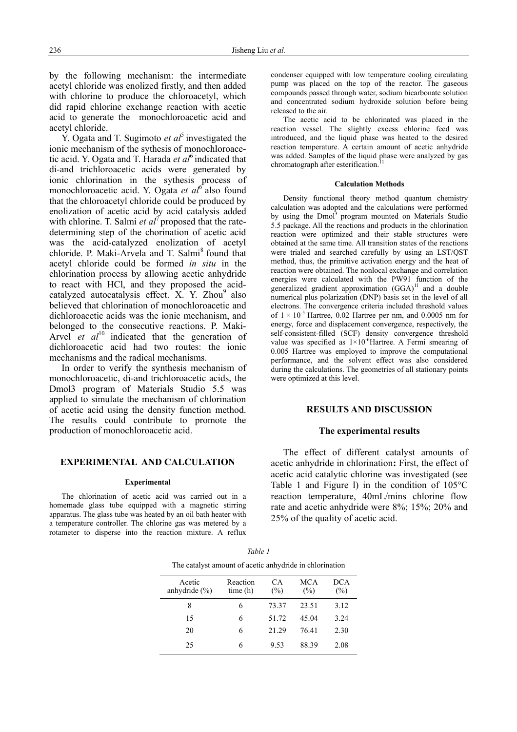by the following mechanism: the intermediate acetyl chloride was enolized firstly, and then added with chlorine to produce the chloroacetyl, which did rapid chlorine exchange reaction with acetic acid to generate the monochloroacetic acid and acetyl chloride.

Y. Ogata and T. Sugimoto *et al*[5] investigated the ionic mechanism of the sythesis of monochloroacetic acid. Y. Ogata and T. Harada *et al*[6] indicated that di-and trichloroacetic acids were generated by ionic chlorination in the sythesis process of monochloroacetic acid. Y. Ogata *et al*[6] also found that the chloroacetyl chloride could be produced by enolization of acetic acid by acid catalysis added with chlorine. T. Salmi *et al*[7] proposed that the rate-determining step of the chorination of acetic acid was the acid-catalyzed enolization of acetyl chloride. P. Maki-Arvela and T. Salmi[8] found that acetyl chloride could be formed *in situ* in the chlorination process by allowing acetic anhydride to react with HCl, and they proposed the acid-catalyzed autocatalysis effect. X. Y. Zhou[9] also believed that chlorination of monochloroacetic and dichloroacetic acids was the ionic mechanism, and belonged to the consecutive reactions. P. Maki-Arvel *et al*[10] indicated that the generation of dichloroacetic acid had two routes: the ionic mechanisms and the radical mechanisms.

In order to verify the synthesis mechanism of monochloroacetic, di-and trichloroacetic acids, the Dmol3 program of Materials Studio 5.5 was applied to simulate the mechanism of chlorination of acetic acid using the density function method. The results could contribute to promote the production of monochloroacetic acid.

## EXPERIMENTAL AND CALCULATION

### Experimental

The chlorination of acetic acid was carried out in a homemade glass tube equipped with a magnetic stirring apparatus. The glass tube was heated by an oil bath heater with a temperature controller. The chlorine gas was metered by a rotameter to disperse into the reaction mixture. A reflux condenser equipped with low temperature cooling circulating pump was placed on the top of the reactor. The gaseous compounds passed through water, sodium bicarbonate solution and concentrated sodium hydroxide solution before being released to the air.

The acetic acid to be chlorinated was placed in the reaction vessel. The slightly excess chlorine feed was introduced, and the liquid phase was heated to the desired reaction temperature. A certain amount of acetic anhydride was added. Samples of the liquid phase were analyzed by gas chromatograph after esterification.[11]

### Calculation Methods

Density functional theory method quantum chemistry calculation was adopted and the calculations were performed by using the Dmol[3] program mounted on Materials Studio 5.5 package. All the reactions and products in the chlorination reaction were optimized and their stable structures were obtained at the same time. All transition states of the reactions were trialed and searched carefully by using an LST/QST method, thus, the primitive activation energy and the heat of reaction were obtained. The nonlocal exchange and correlation energies were calculated with the PW91 function of the generalized gradient approximation (GGA)[11] and a double numerical plus polarization (DNP) basis set in the level of all electrons. The convergence criteria included threshold values of $1 \times 10^{-5}$ Hartree, 0.02 Hartree per nm, and 0.0005 nm for energy, force and displacement convergence, respectively, the self-consistent-filled (SCF) density convergence threshold value was specified as $1\times10^{-6}$Hartree. A Fermi smearing of 0.005 Hartree was employed to improve the computational performance, and the solvent effect was also considered during the calculations. The geometries of all stationary points were optimized at this level.

## RESULTS AND DISCUSSION

### The experimental results

The effect of different catalyst amounts of acetic anhydride in chlorination**:** First, the effect of acetic acid catalytic chlorine was investigated (see Table 1 and Figure l) in the condition of 105°C reaction temperature, 40mL/mins chlorine flow rate and acetic anhydride were 8%; 15%; 20% and 25% of the quality of acetic acid.

*Table 1*

The catalyst amount of acetic anhydride in chlorination

| Acetic anhydride (%) | Reaction time (h) | CA (%) | MCA (%) | DCA (%) |
|---|---|---|---|---|
| 8 | 6 | 73.37 | 23.51 | 3.12 |
| 15 | 6 | 51.72 | 45.04 | 3.24 |
| 20 | 6 | 21.29 | 76.41 | 2.30 |
| 25 | 6 | 9.53 | 88.39 | 2.08 |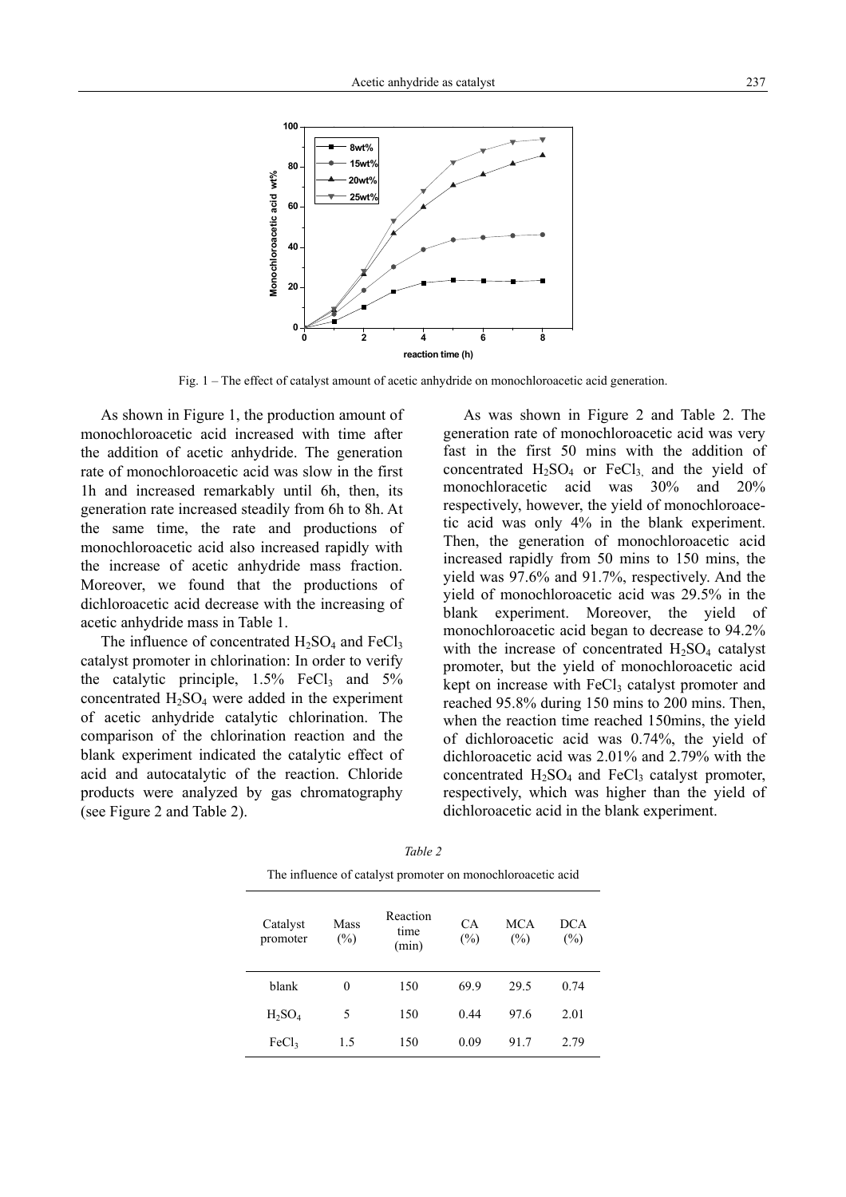Fig. 1 – The effect of catalyst amount of acetic anhydride on monochloroacetic acid generation.

As shown in Figure 1, the production amount of monochloroacetic acid increased with time after the addition of acetic anhydride. The generation rate of monochloroacetic acid was slow in the first 1h and increased remarkably until 6h, then, its generation rate increased steadily from 6h to 8h. At the same time, the rate and productions of monochloroacetic acid also increased rapidly with the increase of acetic anhydride mass fraction. Moreover, we found that the productions of dichloroacetic acid decrease with the increasing of acetic anhydride mass in Table 1.

The influence of concentrated $H_2SO_4$ and $FeCl_3$ catalyst promoter in chlorination: In order to verify the catalytic principle, 1.5% $FeCl_3$ and 5% concentrated $H_2SO_4$ were added in the experiment of acetic anhydride catalytic chlorination. The comparison of the chlorination reaction and the blank experiment indicated the catalytic effect of acid and autocatalytic of the reaction. Chloride products were analyzed by gas chromatography (see Figure 2 and Table 2).

As was shown in Figure 2 and Table 2. The generation rate of monochloroacetic acid was very fast in the first 50 mins with the addition of concentrated $H_2SO_4$ or $FeCl_3$, and the yield of monochloracetic acid was 30% and 20% respectively, however, the yield of monochloroacetic acid was only 4% in the blank experiment. Then, the generation of monochloroacetic acid increased rapidly from 50 mins to 150 mins, the yield was 97.6% and 91.7%, respectively. And the yield of monochloroacetic acid was 29.5% in the blank experiment. Moreover, the yield of monochloroacetic acid began to decrease to 94.2% with the increase of concentrated $H_2SO_4$ catalyst promoter, but the yield of monochloroacetic acid kept on increase with $FeCl_3$ catalyst promoter and reached 95.8% during 150 mins to 200 mins. Then, when the reaction time reached 150mins, the yield of dichloroacetic acid was 0.74%, the yield of dichloroacetic acid was 2.01% and 2.79% with the concentrated $H_2SO_4$ and $FeCl_3$ catalyst promoter, respectively, which was higher than the yield of dichloroacetic acid in the blank experiment.

*Table 2*

The influence of catalyst promoter on monochloroacetic acid

| Catalyst promoter | Mass (%) | Reaction time (min) | CA (%) | MCA (%) | DCA (%) |
|---|---|---|---|---|---|
| blank | 0 | 150 | 69.9 | 29.5 | 0.74 |
| $H_2SO_4$ | 5 | 150 | 0.44 | 97.6 | 2.01 |
| $FeCl_3$ | 1.5 | 150 | 0.09 | 91.7 | 2.79 |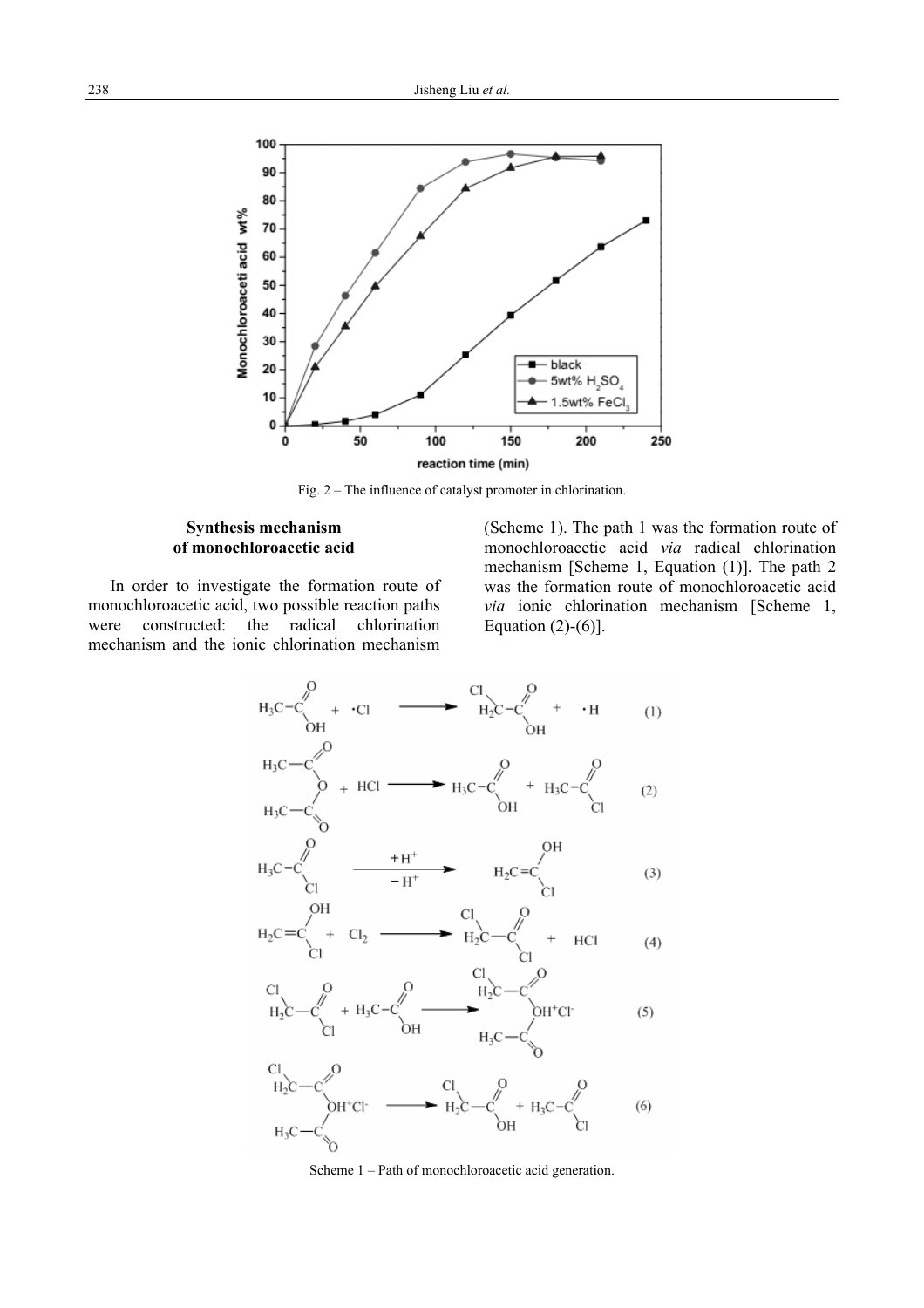Fig. 2 – The influence of catalyst promoter in chlorination.

### Synthesis mechanism of monochloroacetic acid

In order to investigate the formation route of monochloroacetic acid, two possible reaction paths were constructed: the radical chlorination mechanism and the ionic chlorination mechanism (Scheme 1). The path 1 was the formation route of monochloroacetic acid *via* radical chlorination mechanism [Scheme 1, Equation (1)]. The path 2 was the formation route of monochloroacetic acid *via* ionic chlorination mechanism [Scheme 1, Equation (2)-(6)].

$$CH_3COOH + \cdot Cl \longrightarrow ClCH_2COOH + \cdot H \quad (1)$$

$$(CH_3CO)_2O + HCl \longrightarrow CH_3COOH + CH_3COCl \quad (2)$$

$$CH_3COCl \xrightarrow[-H^+]{+H^+} H_2C{=}C(OH)Cl \quad (3)$$

$$H_2C{=}C(OH)Cl + Cl_2 \longrightarrow ClCH_2COCl + HCl \quad (4)$$

$$ClCH_2COCl + CH_3COOH \longrightarrow ClCH_2C(O)OH^+Cl^-C(O)CH_3 \quad (5)$$

$$ClCH_2C(O)OH^+Cl^-C(O)CH_3 \longrightarrow ClCH_2COOH + CH_3COCl \quad (6)$$

Scheme 1 – Path of monochloroacetic acid generation.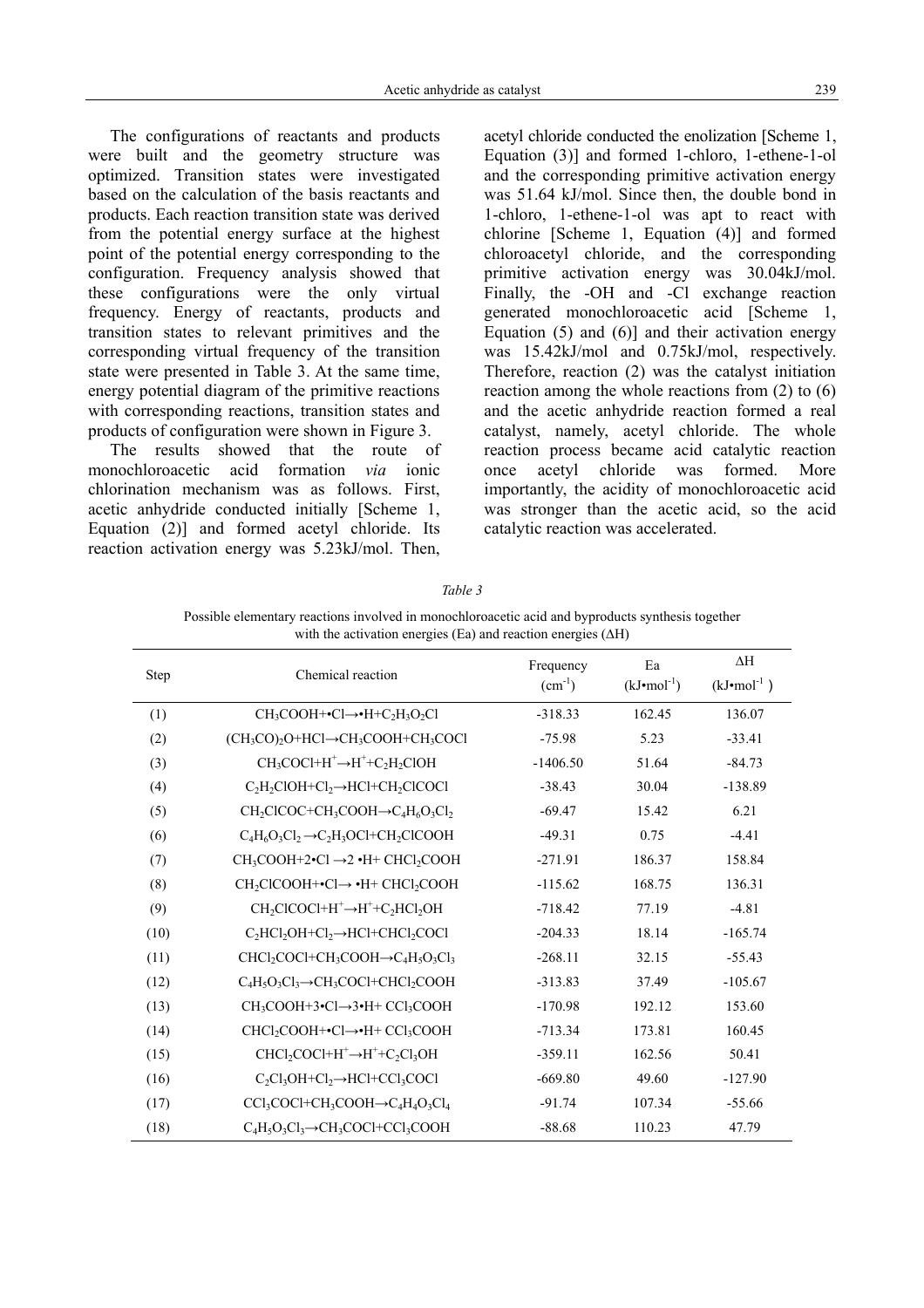The configurations of reactants and products were built and the geometry structure was optimized. Transition states were investigated based on the calculation of the basis reactants and products. Each reaction transition state was derived from the potential energy surface at the highest point of the potential energy corresponding to the configuration. Frequency analysis showed that these configurations were the only virtual frequency. Energy of reactants, products and transition states to relevant primitives and the corresponding virtual frequency of the transition state were presented in Table 3. At the same time, energy potential diagram of the primitive reactions with corresponding reactions, transition states and products of configuration were shown in Figure 3.

The results showed that the route of monochloroacetic acid formation *via* ionic chlorination mechanism was as follows. First, acetic anhydride conducted initially [Scheme 1, Equation (2)] and formed acetyl chloride. Its reaction activation energy was 5.23kJ/mol. Then, acetyl chloride conducted the enolization [Scheme 1, Equation (3)] and formed 1-chloro, 1-ethene-1-ol and the corresponding primitive activation energy was 51.64 kJ/mol. Since then, the double bond in 1-chloro, 1-ethene-1-ol was apt to react with chlorine [Scheme 1, Equation (4)] and formed chloroacetyl chloride, and the corresponding primitive activation energy was 30.04kJ/mol. Finally, the -OH and -Cl exchange reaction generated monochloroacetic acid [Scheme 1, Equation (5) and (6)] and their activation energy was 15.42kJ/mol and 0.75kJ/mol, respectively. Therefore, reaction (2) was the catalyst initiation reaction among the whole reactions from (2) to (6) and the acetic anhydride reaction formed a real catalyst, namely, acetyl chloride. The whole reaction process became acid catalytic reaction once acetyl chloride was formed. More importantly, the acidity of monochloroacetic acid was stronger than the acetic acid, so the acid catalytic reaction was accelerated.

*Table 3*

Possible elementary reactions involved in monochloroacetic acid and byproducts synthesis together with the activation energies (Ea) and reaction energies (ΔH)

| Step | Chemical reaction | Frequency ($cm^{-1}$) | Ea ($kJ{\bullet}mol^{-1}$) | ΔH ($kJ{\bullet}mol^{-1}$) |
|---|---|---|---|---|
| (1) | $CH_3COOH+{\bullet}Cl\rightarrow{\bullet}H+C_2H_3O_2Cl$ | -318.33 | 162.45 | 136.07 |
| (2) | $(CH_3CO)_2O+HCl\rightarrow CH_3COOH+CH_3COCl$ | -75.98 | 5.23 | -33.41 |
| (3) | $CH_3COCl+H^+\rightarrow H^++C_2H_2ClOH$ | -1406.50 | 51.64 | -84.73 |
| (4) | $C_2H_2ClOH+Cl_2\rightarrow HCl+CH_2ClCOCl$ | -38.43 | 30.04 | -138.89 |
| (5) | $CH_2ClCOC+CH_3COOH\rightarrow C_4H_6O_3Cl_2$ | -69.47 | 15.42 | 6.21 |
| (6) | $C_4H_6O_3Cl_2\rightarrow C_2H_3OCl+CH_2ClCOOH$ | -49.31 | 0.75 | -4.41 |
| (7) | $CH_3COOH+2{\bullet}Cl\rightarrow 2\,{\bullet}H+CHCl_2COOH$ | -271.91 | 186.37 | 158.84 |
| (8) | $CH_2ClCOOH+{\bullet}Cl\rightarrow{\bullet}H+CHCl_2COOH$ | -115.62 | 168.75 | 136.31 |
| (9) | $CH_2ClCOCl+H^+\rightarrow H^++C_2HCl_2OH$ | -718.42 | 77.19 | -4.81 |
| (10) | $C_2HCl_2OH+Cl_2\rightarrow HCl+CHCl_2COCl$ | -204.33 | 18.14 | -165.74 |
| (11) | $CHCl_2COCl+CH_3COOH\rightarrow C_4H_5O_3Cl_3$ | -268.11 | 32.15 | -55.43 |
| (12) | $C_4H_5O_3Cl_3\rightarrow CH_3COCl+CHCl_2COOH$ | -313.83 | 37.49 | -105.67 |
| (13) | $CH_3COOH+3{\bullet}Cl\rightarrow 3{\bullet}H+CCl_3COOH$ | -170.98 | 192.12 | 153.60 |
| (14) | $CHCl_2COOH+{\bullet}Cl\rightarrow{\bullet}H+CCl_3COOH$ | -713.34 | 173.81 | 160.45 |
| (15) | $CHCl_2COCl+H^+\rightarrow H^++C_2Cl_3OH$ | -359.11 | 162.56 | 50.41 |
| (16) | $C_2Cl_3OH+Cl_2\rightarrow HCl+CCl_3COCl$ | -669.80 | 49.60 | -127.90 |
| (17) | $CCl_3COCl+CH_3COOH\rightarrow C_4H_4O_3Cl_4$ | -91.74 | 107.34 | -55.66 |
| (18) | $C_4H_5O_3Cl_3\rightarrow CH_3COCl+CCl_3COOH$ | -88.68 | 110.23 | 47.79 |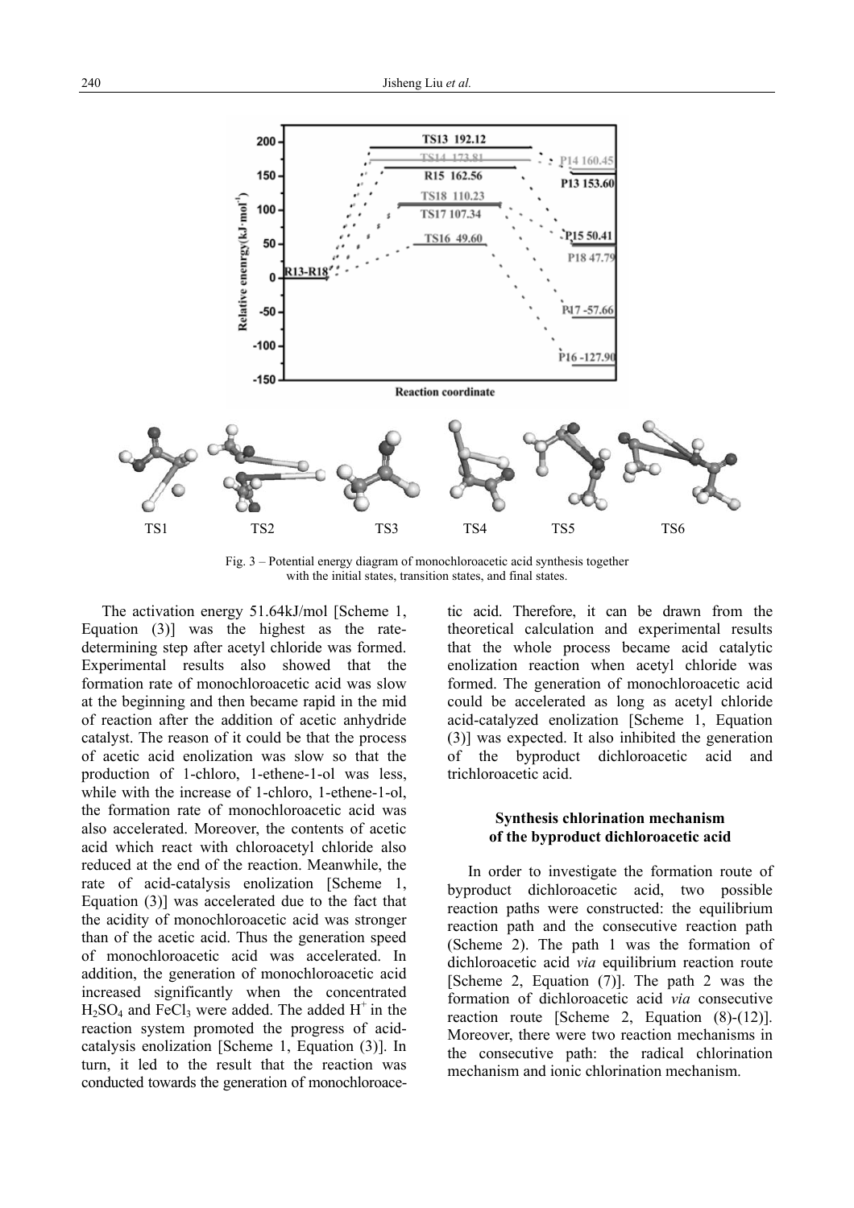Fig. 3 – Potential energy diagram of monochloroacetic acid synthesis together with the initial states, transition states, and final states.

The activation energy 51.64kJ/mol [Scheme 1, Equation (3)] was the highest as the rate-determining step after acetyl chloride was formed. Experimental results also showed that the formation rate of monochloroacetic acid was slow at the beginning and then became rapid in the mid of reaction after the addition of acetic anhydride catalyst. The reason of it could be that the process of acetic acid enolization was slow so that the production of 1-chloro, 1-ethene-1-ol was less, while with the increase of 1-chloro, 1-ethene-1-ol, the formation rate of monochloroacetic acid was also accelerated. Moreover, the contents of acetic acid which react with chloroacetyl chloride also reduced at the end of the reaction. Meanwhile, the rate of acid-catalysis enolization [Scheme 1, Equation (3)] was accelerated due to the fact that the acidity of monochloroacetic acid was stronger than of the acetic acid. Thus the generation speed of monochloroacetic acid was accelerated. In addition, the generation of monochloroacetic acid increased significantly when the concentrated $H_2SO_4$ and $FeCl_3$ were added. The added $H^+$ in the reaction system promoted the progress of acid-catalysis enolization [Scheme 1, Equation (3)]. In turn, it led to the result that the reaction was conducted towards the generation of monochloroacetic acid. Therefore, it can be drawn from the theoretical calculation and experimental results that the whole process became acid catalytic enolization reaction when acetyl chloride was formed. The generation of monochloroacetic acid could be accelerated as long as acetyl chloride acid-catalyzed enolization [Scheme 1, Equation (3)] was expected. It also inhibited the generation of the byproduct dichloroacetic acid and trichloroacetic acid.

### Synthesis chlorination mechanism of the byproduct dichloroacetic acid

In order to investigate the formation route of byproduct dichloroacetic acid, two possible reaction paths were constructed: the equilibrium reaction path and the consecutive reaction path (Scheme 2). The path 1 was the formation of dichloroacetic acid *via* equilibrium reaction route [Scheme 2, Equation (7)]. The path 2 was the formation of dichloroacetic acid *via* consecutive reaction route [Scheme 2, Equation (8)-(12)]. Moreover, there were two reaction mechanisms in the consecutive path: the radical chlorination mechanism and ionic chlorination mechanism.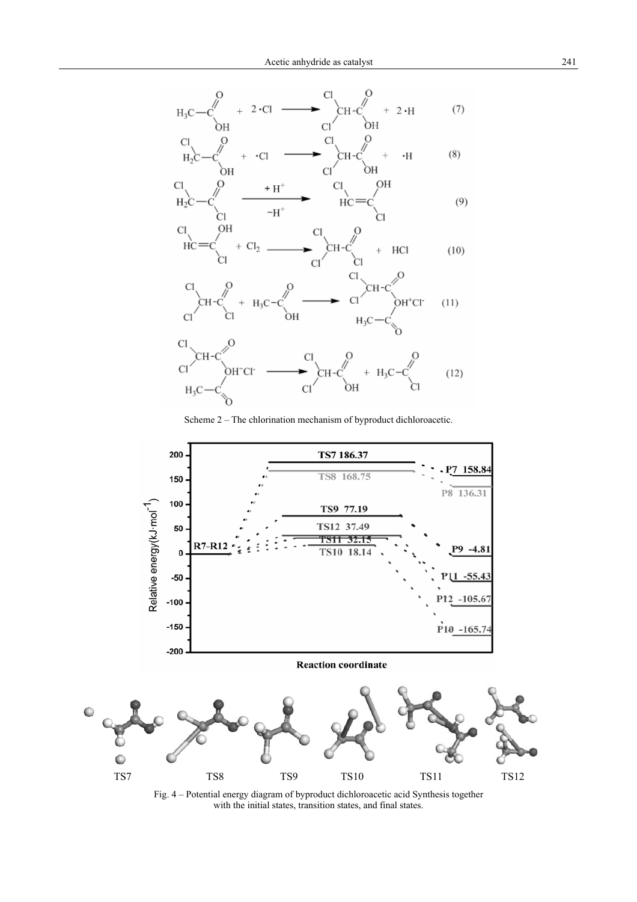$$H_3C-C(=O)OH + 2\cdot Cl \longrightarrow Cl_2CH-C(=O)OH + 2\cdot H \quad (7)$$

$$ClH_2C-C(=O)OH + \cdot Cl \longrightarrow Cl_2CH-C(=O)OH + \cdot H \quad (8)$$

$$ClH_2C-C(=O)Cl \underset{-H^+}{\overset{+H^+}{\longrightarrow}} ClHC=C(OH)Cl \quad (9)$$

$$ClHC=C(OH)Cl + Cl_2 \longrightarrow Cl_2CH-C(=O)Cl + HCl \quad (10)$$

$$Cl_2CH-C(=O)Cl + H_3C-C(=O)OH \longrightarrow Cl_2CH-C(=O)-OH^+Cl^--C(=O)-CH_3 \quad (11)$$

$$Cl_2CH-C(=O)-OH^+Cl^--C(=O)-CH_3 \longrightarrow Cl_2CH-C(=O)OH + H_3C-C(=O)Cl \quad (12)$$

Scheme 2 – The chlorination mechanism of byproduct dichloroacetic.

Fig. 4 – Potential energy diagram of byproduct dichloroacetic acid Synthesis together with the initial states, transition states, and final states.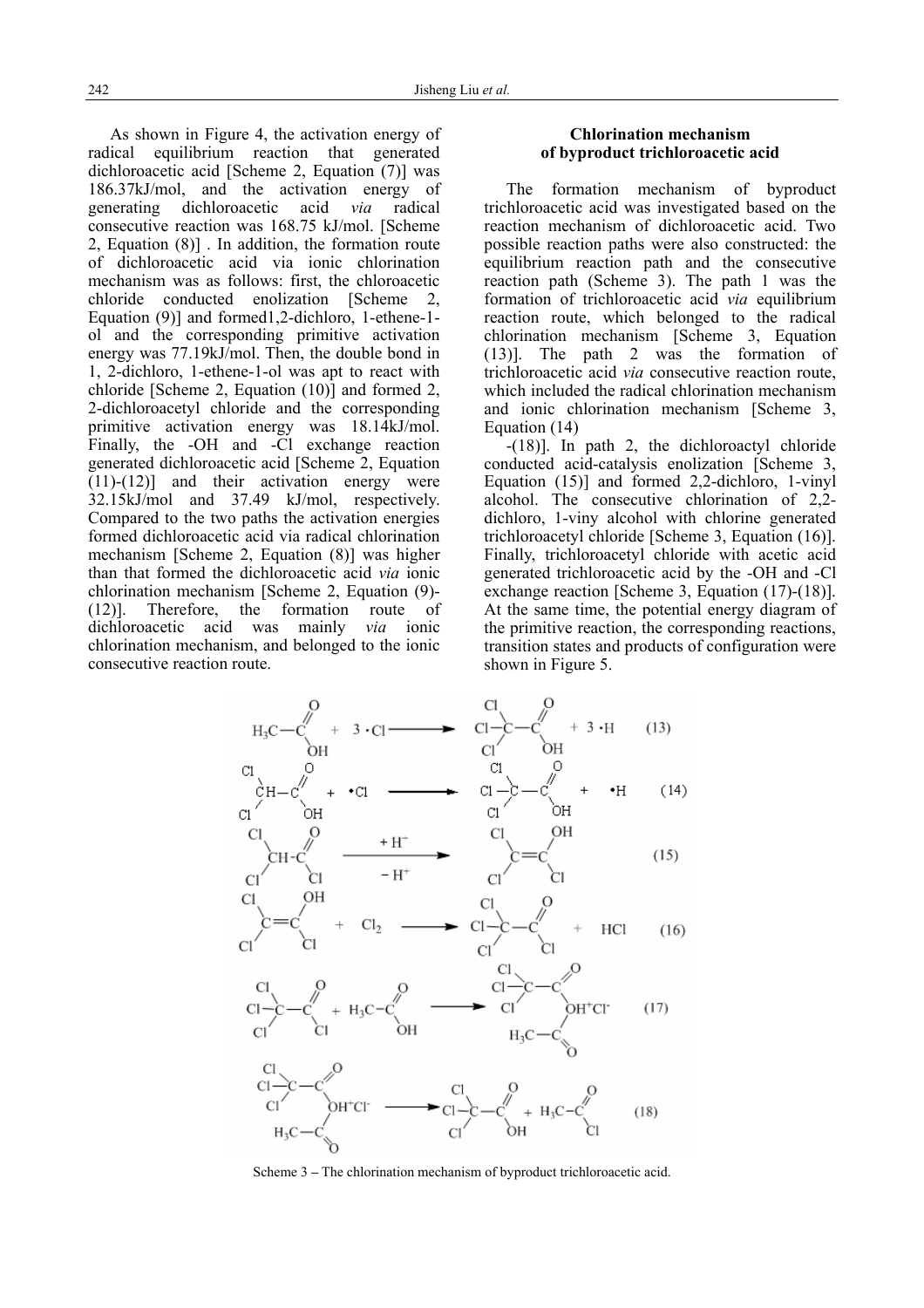As shown in Figure 4, the activation energy of radical equilibrium reaction that generated dichloroacetic acid [Scheme 2, Equation (7)] was 186.37kJ/mol, and the activation energy of generating dichloroacetic acid *via* radical consecutive reaction was 168.75 kJ/mol. [Scheme 2, Equation (8)] . In addition, the formation route of dichloroacetic acid via ionic chlorination mechanism was as follows: first, the chloroacetic chloride conducted enolization [Scheme 2, Equation (9)] and formed1,2-dichloro, 1-ethene-1-ol and the corresponding primitive activation energy was 77.19kJ/mol. Then, the double bond in 1, 2-dichloro, 1-ethene-1-ol was apt to react with chloride [Scheme 2, Equation (10)] and formed 2, 2-dichloroacetyl chloride and the corresponding primitive activation energy was 18.14kJ/mol. Finally, the -OH and -Cl exchange reaction generated dichloroacetic acid [Scheme 2, Equation (11)-(12)] and their activation energy were 32.15kJ/mol and 37.49 kJ/mol, respectively. Compared to the two paths the activation energies formed dichloroacetic acid via radical chlorination mechanism [Scheme 2, Equation (8)] was higher than that formed the dichloroacetic acid *via* ionic chlorination mechanism [Scheme 2, Equation (9)-(12)]. Therefore, the formation route of dichloroacetic acid was mainly *via* ionic chlorination mechanism, and belonged to the ionic consecutive reaction route.

## Chlorination mechanism of byproduct trichloroacetic acid

The formation mechanism of byproduct trichloroacetic acid was investigated based on the reaction mechanism of dichloroacetic acid. Two possible reaction paths were also constructed: the equilibrium reaction path and the consecutive reaction path (Scheme 3). The path 1 was the formation of trichloroacetic acid *via* equilibrium reaction route, which belonged to the radical chlorination mechanism [Scheme 3, Equation (13)]. The path 2 was the formation of trichloroacetic acid *via* consecutive reaction route, which included the radical chlorination mechanism and ionic chlorination mechanism [Scheme 3, Equation (14) -(18)]. In path 2, the dichloroactyl chloride conducted acid-catalysis enolization [Scheme 3, Equation (15)] and formed 2,2-dichloro, 1-vinyl alcohol. The consecutive chlorination of 2,2-dichloro, 1-viny alcohol with chlorine generated trichloroacetyl chloride [Scheme 3, Equation (16)]. Finally, trichloroacetyl chloride with acetic acid generated trichloroacetic acid by the -OH and -Cl exchange reaction [Scheme 3, Equation (17)-(18)]. At the same time, the potential energy diagram of the primitive reaction, the corresponding reactions, transition states and products of configuration were shown in Figure 5.

$$CH_3COOH + 3\,\cdot Cl \longrightarrow CCl_3COOH + 3\,\cdot H \quad (13)$$

$$CHCl_2COOH + \cdot Cl \longrightarrow CCl_3COOH + \cdot H \quad (14)$$

$$CHCl_2COCl \xrightarrow[-H^+]{+H^+} Cl_2C{=}C(OH)Cl \quad (15)$$

$$Cl_2C{=}C(OH)Cl + Cl_2 \longrightarrow CCl_3COCl + HCl \quad (16)$$

$$CCl_3COCl + CH_3COOH \longrightarrow CCl_3C(O)OH^+(COCH_3)Cl^- \quad (17)$$

$$CCl_3C(O)OH^+(COCH_3)Cl^- \longrightarrow CCl_3COOH + CH_3COCl \quad (18)$$

Scheme 3 – The chlorination mechanism of byproduct trichloroacetic acid.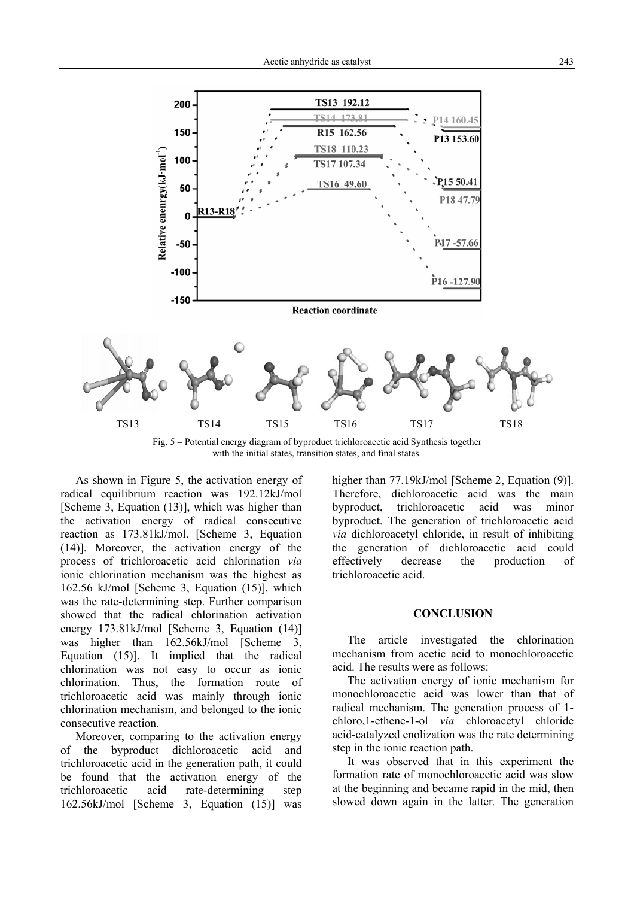Fig. 5 – Potential energy diagram of byproduct trichloroacetic acid Synthesis together with the initial states, transition states, and final states.

As shown in Figure 5, the activation energy of radical equilibrium reaction was 192.12kJ/mol [Scheme 3, Equation (13)], which was higher than the activation energy of radical consecutive reaction as 173.81kJ/mol. [Scheme 3, Equation (14)]. Moreover, the activation energy of the process of trichloroacetic acid chlorination *via* ionic chlorination mechanism was the highest as 162.56 kJ/mol [Scheme 3, Equation (15)], which was the rate-determining step. Further comparison showed that the radical chlorination activation energy 173.81kJ/mol [Scheme 3, Equation (14)] was higher than 162.56kJ/mol [Scheme 3, Equation (15)]. It implied that the radical chlorination was not easy to occur as ionic chlorination. Thus, the formation route of trichloroacetic acid was mainly through ionic chlorination mechanism, and belonged to the ionic consecutive reaction.

Moreover, comparing to the activation energy of the byproduct dichloroacetic acid and trichloroacetic acid in the generation path, it could be found that the activation energy of the trichloroacetic acid rate-determining step 162.56kJ/mol [Scheme 3, Equation (15)] was higher than 77.19kJ/mol [Scheme 2, Equation (9)]. Therefore, dichloroacetic acid was the main byproduct, trichloroacetic acid was minor byproduct. The generation of trichloroacetic acid *via* dichloroacetyl chloride, in result of inhibiting the generation of dichloroacetic acid could effectively decrease the production of trichloroacetic acid.

## CONCLUSION

The article investigated the chlorination mechanism from acetic acid to monochloroacetic acid. The results were as follows:

The activation energy of ionic mechanism for monochloroacetic acid was lower than that of radical mechanism. The generation process of 1-chloro,1-ethene-1-ol *via* chloroacetyl chloride acid-catalyzed enolization was the rate determining step in the ionic reaction path.

It was observed that in this experiment the formation rate of monochloroacetic acid was slow at the beginning and became rapid in the mid, then slowed down again in the latter. The generation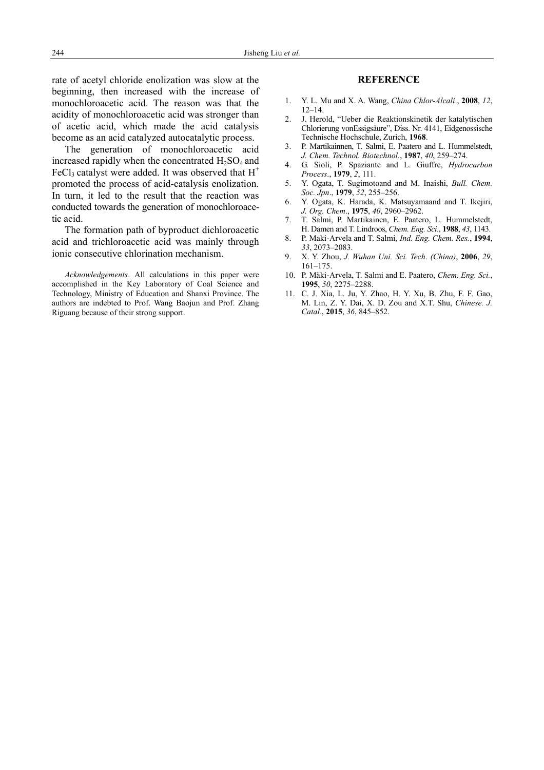rate of acetyl chloride enolization was slow at the beginning, then increased with the increase of monochloroacetic acid. The reason was that the acidity of monochloroacetic acid was stronger than of acetic acid, which made the acid catalysis become as an acid catalyzed autocatalytic process.

The generation of monochloroacetic acid increased rapidly when the concentrated $H_2SO_4$ and $FeCl_3$ catalyst were added. It was observed that $H^+$ promoted the process of acid-catalysis enolization. In turn, it led to the result that the reaction was conducted towards the generation of monochloroacetic acid.

The formation path of byproduct dichloroacetic acid and trichloroacetic acid was mainly through ionic consecutive chlorination mechanism.

*Acknowledgements*. All calculations in this paper were accomplished in the Key Laboratory of Coal Science and Technology, Ministry of Education and Shanxi Province. The authors are indebted to Prof. Wang Baojun and Prof. Zhang Riguang because of their strong support.

## REFERENCE

1. Y. L. Mu and X. A. Wang, *China Chlor-Alcali*., **2008**, *12*, 12–14.
2. J. Herold, "Ueber die Reaktionskinetik der katalytischen Chlorierung vonEssigsäure", Diss. Nr. 4141, Eidgenossische Technische Hochschule, Zurich, **1968**.
3. P. Martikainnen, T. Salmi, E. Paatero and L. Hummelstedt, *J. Chem. Technol. Biotechnol.*, **1987**, *40*, 259–274.
4. G. Sioli, P. Spaziante and L. Giuffre, *Hydrocarbon Process*., **1979**, *2*, 111.
5. Y. Ogata, T. Sugimotoand and M. Inaishi, *Bull. Chem. Soc. Jpn*., **1979**, *52*, 255–256.
6. Y. Ogata, K. Harada, K. Matsuyamaand and T. Ikejiri, *J. Org. Chem*., **1975**, *40*, 2960–2962.
7. T. Salmi, P. Martikainen, E. Paatero, L. Hummelstedt, H. Damen and T. Lindroos, *Chem. Eng. Sci*., **1988**, *43*, 1143.
8. P. Maki-Arvela and T. Salmi, *Ind. Eng. Chem. Res.*, **1994**, *33*, 2073–2083.
9. X. Y. Zhou, *J. Wuhan Uni. Sci. Tech*. *(China)*, **2006**, *29*, 161–175.
10. P. Mäki-Arvela, T. Salmi and E. Paatero, *Chem. Eng. Sci.*, **1995**, *50*, 2275–2288.
11. C. J. Xia, L. Ju, Y. Zhao, H. Y. Xu, B. Zhu, F. F. Gao, M. Lin, Z. Y. Dai, X. D. Zou and X.T. Shu, *Chinese. J. Catal*., **2015**, *36*, 845–852.